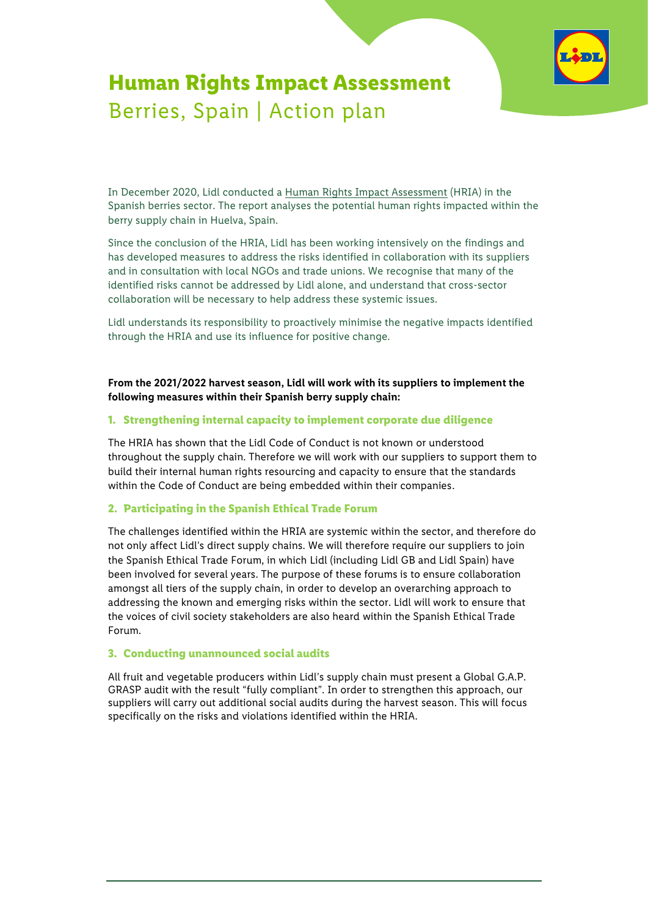# Human Rights Impact Assessment

## Berries, Spain | Action plan

In December 2020, Lidl conducted a Human Rights Impact Assessment (HRIA) in the Spanish berries sector. The report analyses the potential human rights impacted within the berry supply chain in Huelva, Spain.

Since the conclusion of the HRIA, Lidl has been working intensively on the findings and has developed measures to address the risks identified in collaboration with its suppliers and in consultation with local NGOs and trade unions. We recognise that many of the identified risks cannot be addressed by Lidl alone, and understand that cross-sector collaboration will be necessary to help address these systemic issues.

Lidl understands its responsibility to proactively minimise the negative impacts identified through the HRIA and use its influence for positive change.

**From the 2021/2022 harvest season, Lidl will work with its suppliers to implement the following measures within their Spanish berry supply chain:**

### 1. Strengthening internal capacity to implement corporate due diligence

The HRIA has shown that the Lidl Code of Conduct is not known or understood throughout the supply chain. Therefore we will work with our suppliers to support them to build their internal human rights resourcing and capacity to ensure that the standards within the Code of Conduct are being embedded within their companies.

### 2. Participating in the Spanish Ethical Trade Forum

The challenges identified within the HRIA are systemic within the sector, and therefore do not only affect Lidl's direct supply chains. We will therefore require our suppliers to join the Spanish Ethical Trade Forum, in which Lidl (including Lidl GB and Lidl Spain) have been involved for several years. The purpose of these forums is to ensure collaboration amongst all tiers of the supply chain, in order to develop an overarching approach to addressing the known and emerging risks within the sector. Lidl will work to ensure that the voices of civil society stakeholders are also heard within the Spanish Ethical Trade Forum.

### 3. Conducting unannounced social audits

All fruit and vegetable producers within Lidl's supply chain must present a Global G.A.P. GRASP audit with the result "fully compliant". In order to strengthen this approach, our suppliers will carry out additional social audits during the harvest season. This will focus specifically on the risks and violations identified within the HRIA.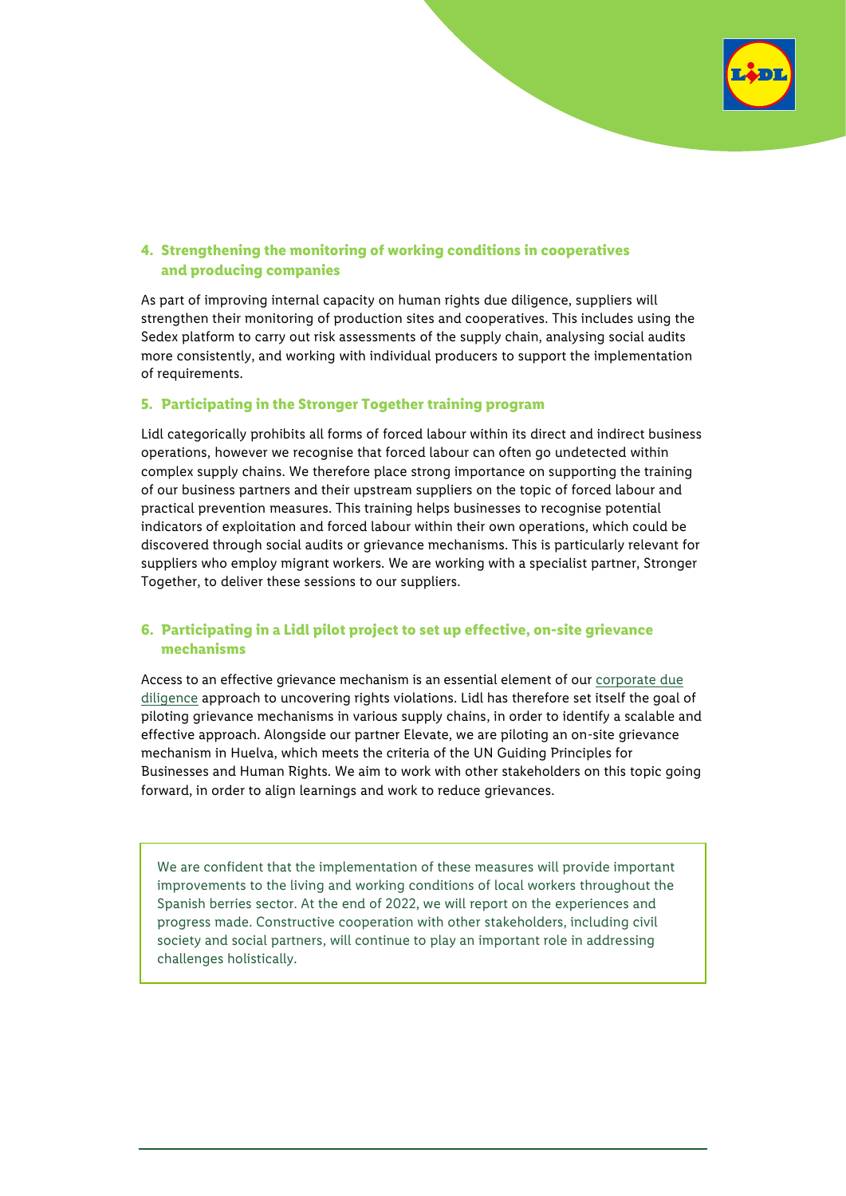## 4. Strengthening the monitoring of working conditions in cooperatives and producing companies

As part of improving internal capacity on human rights due diligence, suppliers will strengthen their monitoring of production sites and cooperatives. This includes using the Sedex platform to carry out risk assessments of the supply chain, analysing social audits more consistently, and working with individual producers to support the implementation of requirements.

## 5. Participating in the Stronger Together training program

Lidl categorically prohibits all forms of forced labour within its direct and indirect business operations, however we recognise that forced labour can often go undetected within complex supply chains. We therefore place strong importance on supporting the training of our business partners and their upstream suppliers on the topic of forced labour and practical prevention measures. This training helps businesses to recognise potential indicators of exploitation and forced labour within their own operations, which could be discovered through social audits or grievance mechanisms. This is particularly relevant for suppliers who employ migrant workers. We are working with a specialist partner, Stronger Together, to deliver these sessions to our suppliers.

## 6. Participating in a Lidl pilot project to set up effective, on-site grievance mechanisms

Access to an effective grievance mechanism is an essential element of our corporate due diligence approach to uncovering rights violations. Lidl has therefore set itself the goal of piloting grievance mechanisms in various supply chains, in order to identify a scalable and effective approach. Alongside our partner Elevate, we are piloting an on-site grievance mechanism in Huelva, which meets the criteria of the UN Guiding Principles for Businesses and Human Rights. We aim to work with other stakeholders on this topic going forward, in order to align learnings and work to reduce grievances.

> We are confident that the implementation of these measures will provide important improvements to the living and working conditions of local workers throughout the Spanish berries sector. At the end of 2022, we will report on the experiences and progress made. Constructive cooperation with other stakeholders, including civil society and social partners, will continue to play an important role in addressing challenges holistically.